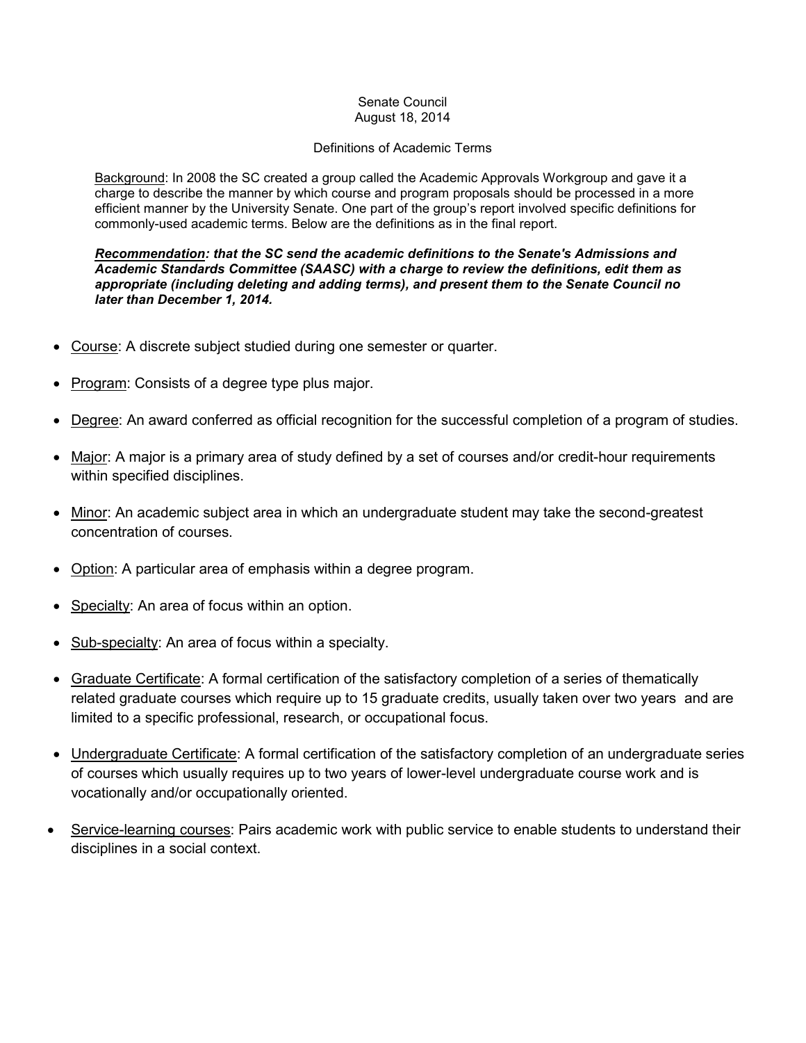Senate Council
August 18, 2014

Definitions of Academic Terms

Background: In 2008 the SC created a group called the Academic Approvals Workgroup and gave it a charge to describe the manner by which course and program proposals should be processed in a more efficient manner by the University Senate. One part of the group's report involved specific definitions for commonly-used academic terms. Below are the definitions as in the final report.

***Recommendation: that the SC send the academic definitions to the Senate's Admissions and Academic Standards Committee (SAASC) with a charge to review the definitions, edit them as appropriate (including deleting and adding terms), and present them to the Senate Council no later than December 1, 2014.***

- Course: A discrete subject studied during one semester or quarter.
- Program: Consists of a degree type plus major.
- Degree: An award conferred as official recognition for the successful completion of a program of studies.
- Major: A major is a primary area of study defined by a set of courses and/or credit-hour requirements within specified disciplines.
- Minor: An academic subject area in which an undergraduate student may take the second-greatest concentration of courses.
- Option: A particular area of emphasis within a degree program.
- Specialty: An area of focus within an option.
- Sub-specialty: An area of focus within a specialty.
- Graduate Certificate: A formal certification of the satisfactory completion of a series of thematically related graduate courses which require up to 15 graduate credits, usually taken over two years and are limited to a specific professional, research, or occupational focus.
- Undergraduate Certificate: A formal certification of the satisfactory completion of an undergraduate series of courses which usually requires up to two years of lower-level undergraduate course work and is vocationally and/or occupationally oriented.
- Service-learning courses: Pairs academic work with public service to enable students to understand their disciplines in a social context.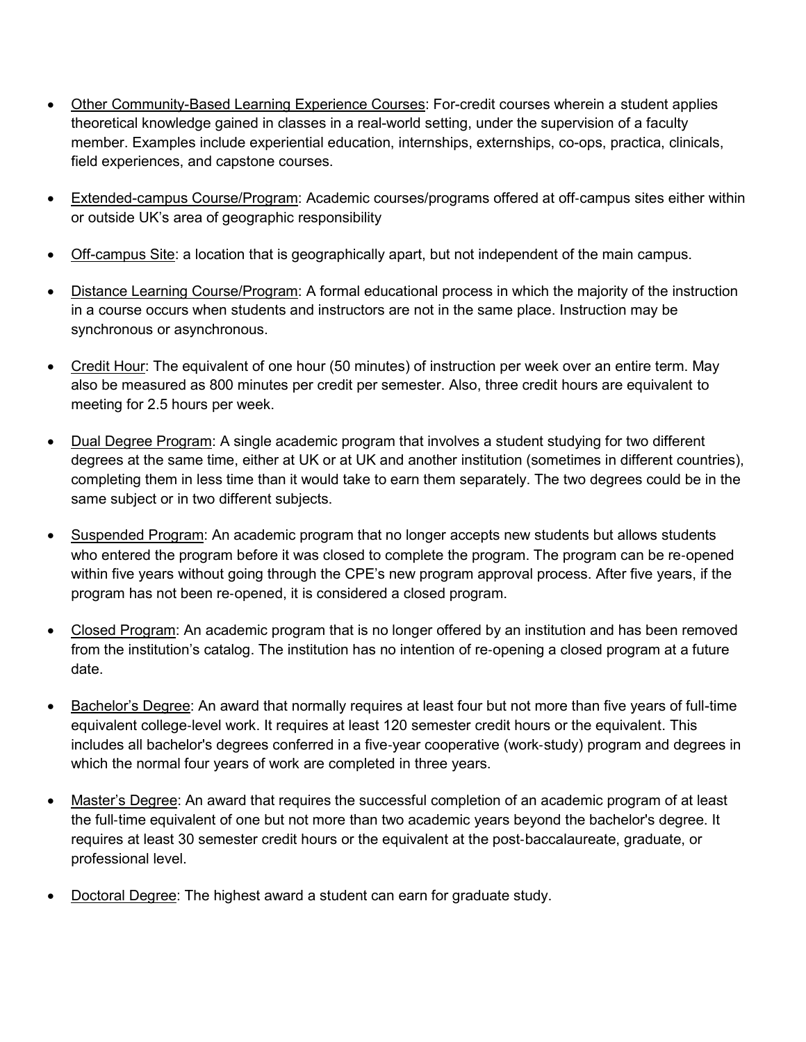- Other Community-Based Learning Experience Courses: For-credit courses wherein a student applies theoretical knowledge gained in classes in a real-world setting, under the supervision of a faculty member. Examples include experiential education, internships, externships, co-ops, practica, clinicals, field experiences, and capstone courses.

- Extended-campus Course/Program: Academic courses/programs offered at off-campus sites either within or outside UK's area of geographic responsibility

- Off-campus Site: a location that is geographically apart, but not independent of the main campus.

- Distance Learning Course/Program: A formal educational process in which the majority of the instruction in a course occurs when students and instructors are not in the same place. Instruction may be synchronous or asynchronous.

- Credit Hour: The equivalent of one hour (50 minutes) of instruction per week over an entire term. May also be measured as 800 minutes per credit per semester. Also, three credit hours are equivalent to meeting for 2.5 hours per week.

- Dual Degree Program: A single academic program that involves a student studying for two different degrees at the same time, either at UK or at UK and another institution (sometimes in different countries), completing them in less time than it would take to earn them separately. The two degrees could be in the same subject or in two different subjects.

- Suspended Program: An academic program that no longer accepts new students but allows students who entered the program before it was closed to complete the program. The program can be re-opened within five years without going through the CPE's new program approval process. After five years, if the program has not been re-opened, it is considered a closed program.

- Closed Program: An academic program that is no longer offered by an institution and has been removed from the institution's catalog. The institution has no intention of re-opening a closed program at a future date.

- Bachelor's Degree: An award that normally requires at least four but not more than five years of full-time equivalent college-level work. It requires at least 120 semester credit hours or the equivalent. This includes all bachelor's degrees conferred in a five-year cooperative (work-study) program and degrees in which the normal four years of work are completed in three years.

- Master's Degree: An award that requires the successful completion of an academic program of at least the full-time equivalent of one but not more than two academic years beyond the bachelor's degree. It requires at least 30 semester credit hours or the equivalent at the post-baccalaureate, graduate, or professional level.

- Doctoral Degree: The highest award a student can earn for graduate study.